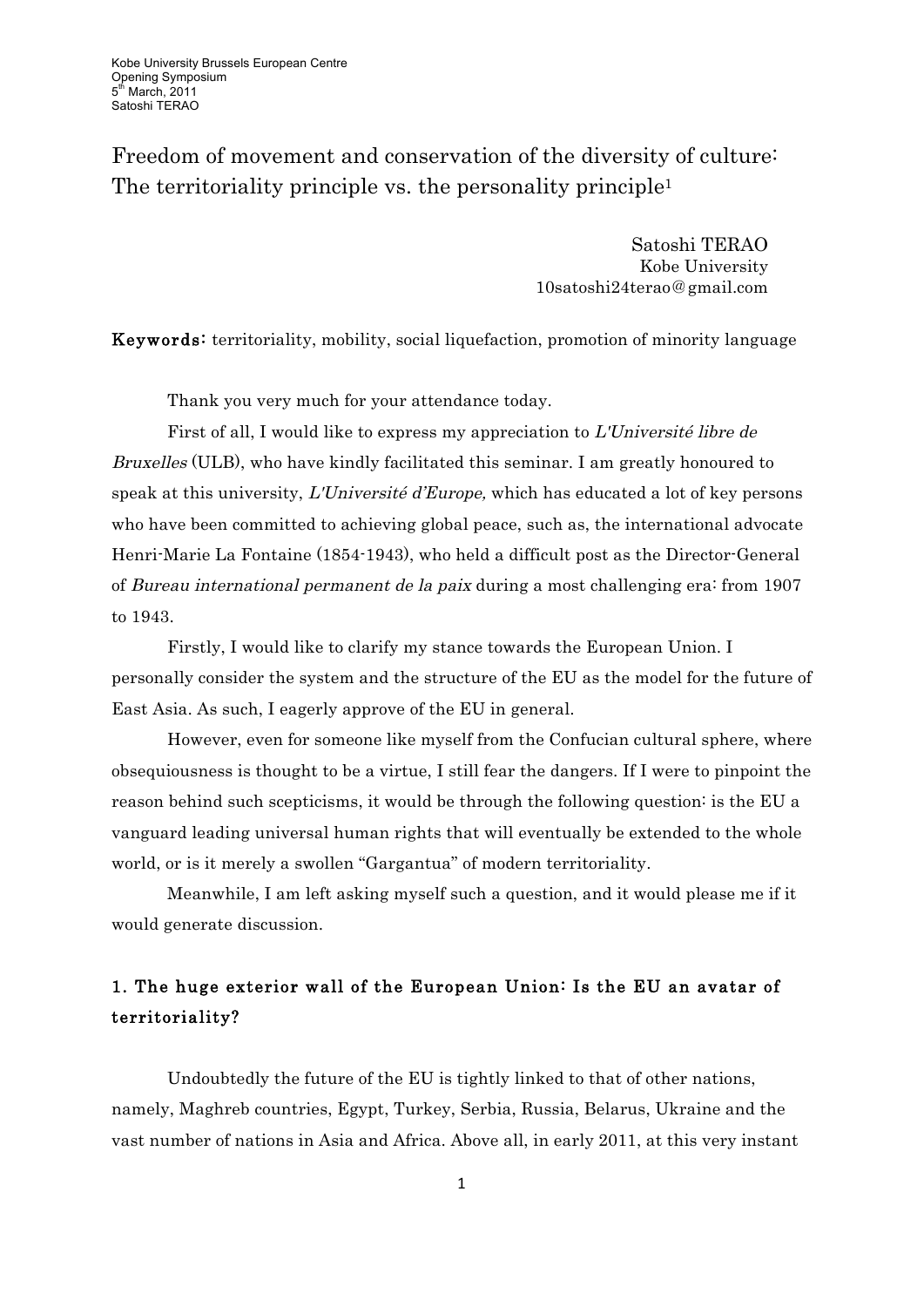Kobe University Brussels European Centre
Opening Symposium
5th March, 2011
Satoshi TERAO

# Freedom of movement and conservation of the diversity of culture: The territoriality principle vs. the personality principle[1]

Satoshi TERAO
Kobe University
10satoshi24terao@gmail.com

**Keywords:** territoriality, mobility, social liquefaction, promotion of minority language

Thank you very much for your attendance today.

First of all, I would like to express my appreciation to *L'Université libre de Bruxelles* (ULB), who have kindly facilitated this seminar. I am greatly honoured to speak at this university, *L'Université d'Europe,* which has educated a lot of key persons who have been committed to achieving global peace, such as, the international advocate Henri-Marie La Fontaine (1854-1943), who held a difficult post as the Director-General of *Bureau international permanent de la paix* during a most challenging era: from 1907 to 1943.

Firstly, I would like to clarify my stance towards the European Union. I personally consider the system and the structure of the EU as the model for the future of East Asia. As such, I eagerly approve of the EU in general.

However, even for someone like myself from the Confucian cultural sphere, where obsequiousness is thought to be a virtue, I still fear the dangers. If I were to pinpoint the reason behind such scepticisms, it would be through the following question: is the EU a vanguard leading universal human rights that will eventually be extended to the whole world, or is it merely a swollen "Gargantua" of modern territoriality.

Meanwhile, I am left asking myself such a question, and it would please me if it would generate discussion.

## 1. The huge exterior wall of the European Union: Is the EU an avatar of territoriality?

Undoubtedly the future of the EU is tightly linked to that of other nations, namely, Maghreb countries, Egypt, Turkey, Serbia, Russia, Belarus, Ukraine and the vast number of nations in Asia and Africa. Above all, in early 2011, at this very instant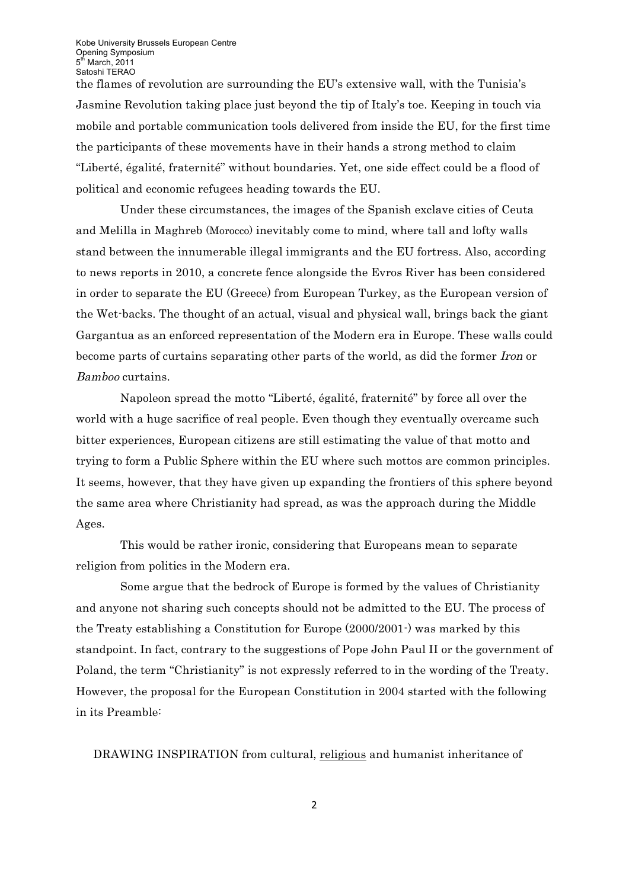the flames of revolution are surrounding the EU's extensive wall, with the Tunisia's Jasmine Revolution taking place just beyond the tip of Italy's toe. Keeping in touch via mobile and portable communication tools delivered from inside the EU, for the first time the participants of these movements have in their hands a strong method to claim "Liberté, égalité, fraternité" without boundaries. Yet, one side effect could be a flood of political and economic refugees heading towards the EU.

Under these circumstances, the images of the Spanish exclave cities of Ceuta and Melilla in Maghreb (Morocco) inevitably come to mind, where tall and lofty walls stand between the innumerable illegal immigrants and the EU fortress. Also, according to news reports in 2010, a concrete fence alongside the Evros River has been considered in order to separate the EU (Greece) from European Turkey, as the European version of the Wet-backs. The thought of an actual, visual and physical wall, brings back the giant Gargantua as an enforced representation of the Modern era in Europe. These walls could become parts of curtains separating other parts of the world, as did the former *Iron* or *Bamboo* curtains.

Napoleon spread the motto "Liberté, égalité, fraternité" by force all over the world with a huge sacrifice of real people. Even though they eventually overcame such bitter experiences, European citizens are still estimating the value of that motto and trying to form a Public Sphere within the EU where such mottos are common principles. It seems, however, that they have given up expanding the frontiers of this sphere beyond the same area where Christianity had spread, as was the approach during the Middle Ages.

This would be rather ironic, considering that Europeans mean to separate religion from politics in the Modern era.

Some argue that the bedrock of Europe is formed by the values of Christianity and anyone not sharing such concepts should not be admitted to the EU. The process of the Treaty establishing a Constitution for Europe (2000/2001-) was marked by this standpoint. In fact, contrary to the suggestions of Pope John Paul II or the government of Poland, the term "Christianity" is not expressly referred to in the wording of the Treaty. However, the proposal for the European Constitution in 2004 started with the following in its Preamble:

DRAWING INSPIRATION from cultural, <u>religious</u> and humanist inheritance of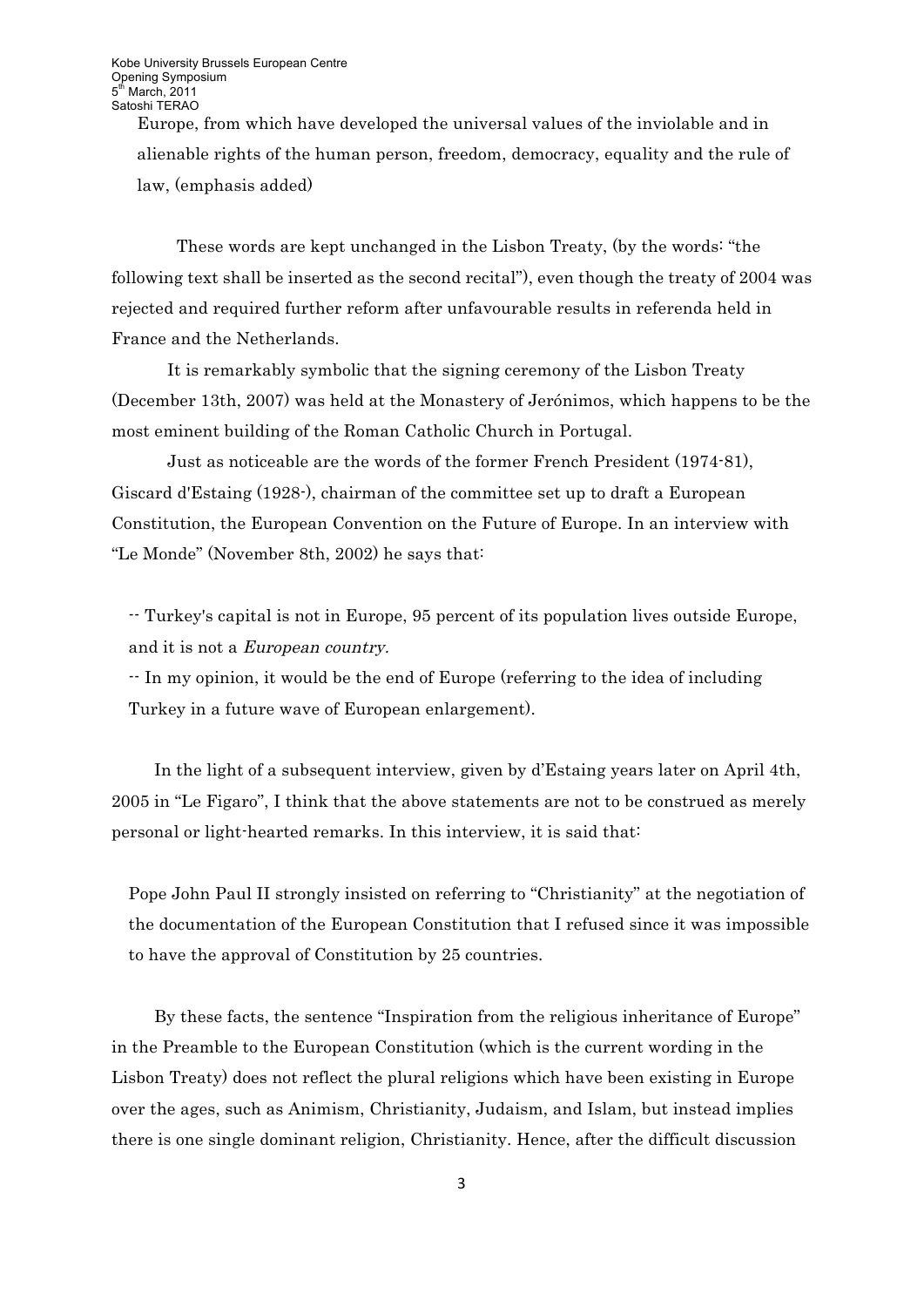Europe, from which have developed the universal values of the inviolable and in alienable rights of the human person, freedom, democracy, equality and the rule of law, (emphasis added)

These words are kept unchanged in the Lisbon Treaty, (by the words: "the following text shall be inserted as the second recital"), even though the treaty of 2004 was rejected and required further reform after unfavourable results in referenda held in France and the Netherlands.

It is remarkably symbolic that the signing ceremony of the Lisbon Treaty (December 13th, 2007) was held at the Monastery of Jerónimos, which happens to be the most eminent building of the Roman Catholic Church in Portugal.

Just as noticeable are the words of the former French President (1974-81), Giscard d'Estaing (1928-), chairman of the committee set up to draft a European Constitution, the European Convention on the Future of Europe. In an interview with "Le Monde" (November 8th, 2002) he says that:

> -- Turkey's capital is not in Europe, 95 percent of its population lives outside Europe, and it is not a *European country*.
>
> -- In my opinion, it would be the end of Europe (referring to the idea of including Turkey in a future wave of European enlargement).

In the light of a subsequent interview, given by d'Estaing years later on April 4th, 2005 in "Le Figaro", I think that the above statements are not to be construed as merely personal or light-hearted remarks. In this interview, it is said that:

> Pope John Paul II strongly insisted on referring to "Christianity" at the negotiation of the documentation of the European Constitution that I refused since it was impossible to have the approval of Constitution by 25 countries.

By these facts, the sentence "Inspiration from the religious inheritance of Europe" in the Preamble to the European Constitution (which is the current wording in the Lisbon Treaty) does not reflect the plural religions which have been existing in Europe over the ages, such as Animism, Christianity, Judaism, and Islam, but instead implies there is one single dominant religion, Christianity. Hence, after the difficult discussion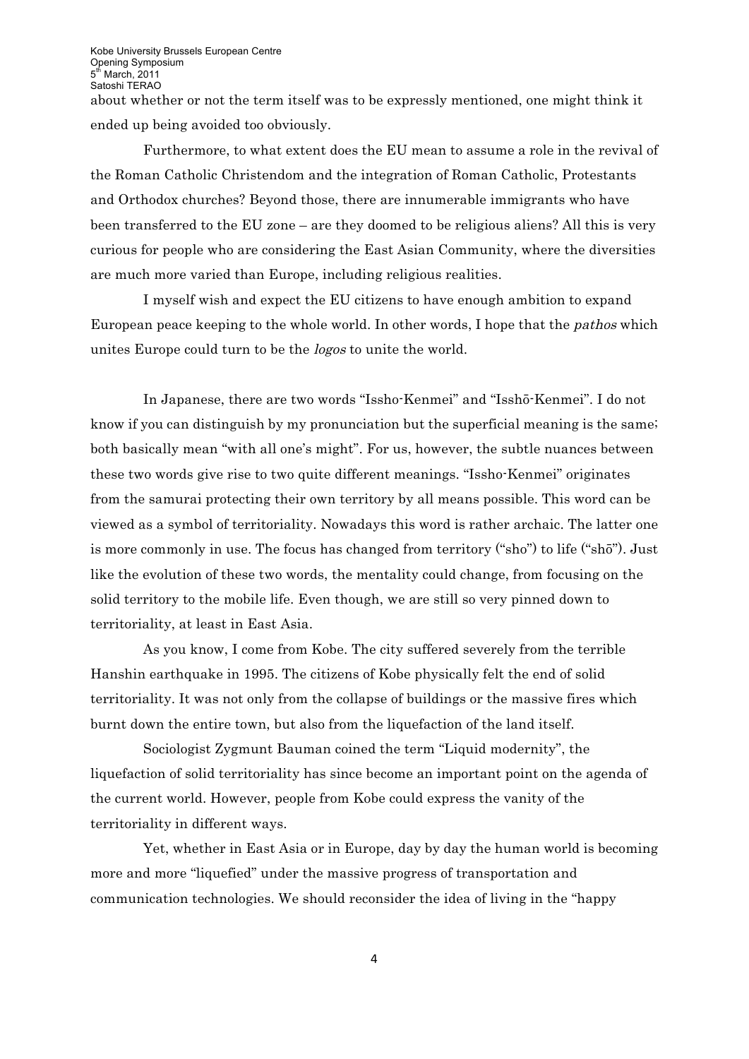about whether or not the term itself was to be expressly mentioned, one might think it ended up being avoided too obviously.

Furthermore, to what extent does the EU mean to assume a role in the revival of the Roman Catholic Christendom and the integration of Roman Catholic, Protestants and Orthodox churches? Beyond those, there are innumerable immigrants who have been transferred to the EU zone – are they doomed to be religious aliens? All this is very curious for people who are considering the East Asian Community, where the diversities are much more varied than Europe, including religious realities.

I myself wish and expect the EU citizens to have enough ambition to expand European peace keeping to the whole world. In other words, I hope that the *pathos* which unites Europe could turn to be the *logos* to unite the world.

In Japanese, there are two words "Issho-Kenmei" and "Isshō-Kenmei". I do not know if you can distinguish by my pronunciation but the superficial meaning is the same; both basically mean "with all one's might". For us, however, the subtle nuances between these two words give rise to two quite different meanings. "Issho-Kenmei" originates from the samurai protecting their own territory by all means possible. This word can be viewed as a symbol of territoriality. Nowadays this word is rather archaic. The latter one is more commonly in use. The focus has changed from territory ("sho") to life ("shō"). Just like the evolution of these two words, the mentality could change, from focusing on the solid territory to the mobile life. Even though, we are still so very pinned down to territoriality, at least in East Asia.

As you know, I come from Kobe. The city suffered severely from the terrible Hanshin earthquake in 1995. The citizens of Kobe physically felt the end of solid territoriality. It was not only from the collapse of buildings or the massive fires which burnt down the entire town, but also from the liquefaction of the land itself.

Sociologist Zygmunt Bauman coined the term "Liquid modernity", the liquefaction of solid territoriality has since become an important point on the agenda of the current world. However, people from Kobe could express the vanity of the territoriality in different ways.

Yet, whether in East Asia or in Europe, day by day the human world is becoming more and more "liquefied" under the massive progress of transportation and communication technologies. We should reconsider the idea of living in the "happy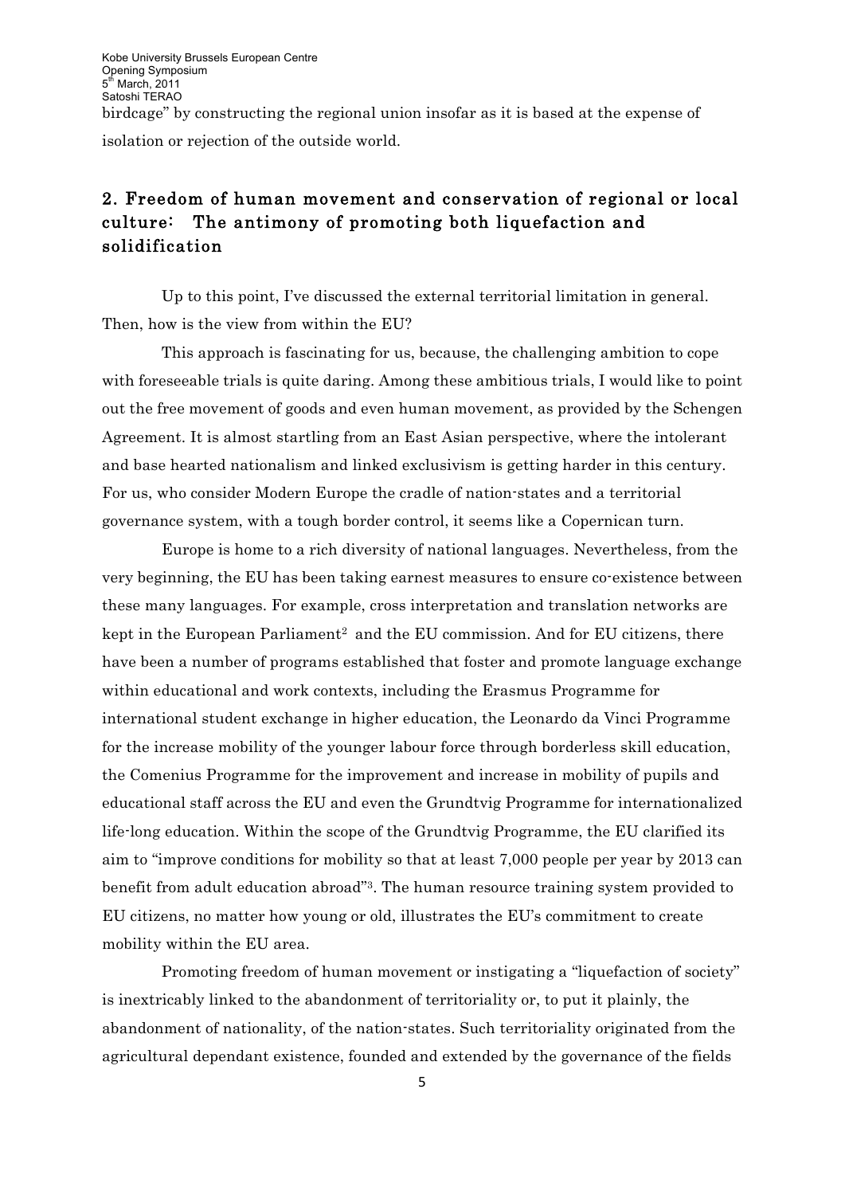birdcage" by constructing the regional union insofar as it is based at the expense of isolation or rejection of the outside world.

## 2. Freedom of human movement and conservation of regional or local culture: The antimony of promoting both liquefaction and solidification

Up to this point, I've discussed the external territorial limitation in general. Then, how is the view from within the EU?

This approach is fascinating for us, because, the challenging ambition to cope with foreseeable trials is quite daring. Among these ambitious trials, I would like to point out the free movement of goods and even human movement, as provided by the Schengen Agreement. It is almost startling from an East Asian perspective, where the intolerant and base hearted nationalism and linked exclusivism is getting harder in this century. For us, who consider Modern Europe the cradle of nation-states and a territorial governance system, with a tough border control, it seems like a Copernican turn.

Europe is home to a rich diversity of national languages. Nevertheless, from the very beginning, the EU has been taking earnest measures to ensure co-existence between these many languages. For example, cross interpretation and translation networks are kept in the European Parliament[2] and the EU commission. And for EU citizens, there have been a number of programs established that foster and promote language exchange within educational and work contexts, including the Erasmus Programme for international student exchange in higher education, the Leonardo da Vinci Programme for the increase mobility of the younger labour force through borderless skill education, the Comenius Programme for the improvement and increase in mobility of pupils and educational staff across the EU and even the Grundtvig Programme for internationalized life-long education. Within the scope of the Grundtvig Programme, the EU clarified its aim to "improve conditions for mobility so that at least 7,000 people per year by 2013 can benefit from adult education abroad"[3]. The human resource training system provided to EU citizens, no matter how young or old, illustrates the EU's commitment to create mobility within the EU area.

Promoting freedom of human movement or instigating a "liquefaction of society" is inextricably linked to the abandonment of territoriality or, to put it plainly, the abandonment of nationality, of the nation-states. Such territoriality originated from the agricultural dependant existence, founded and extended by the governance of the fields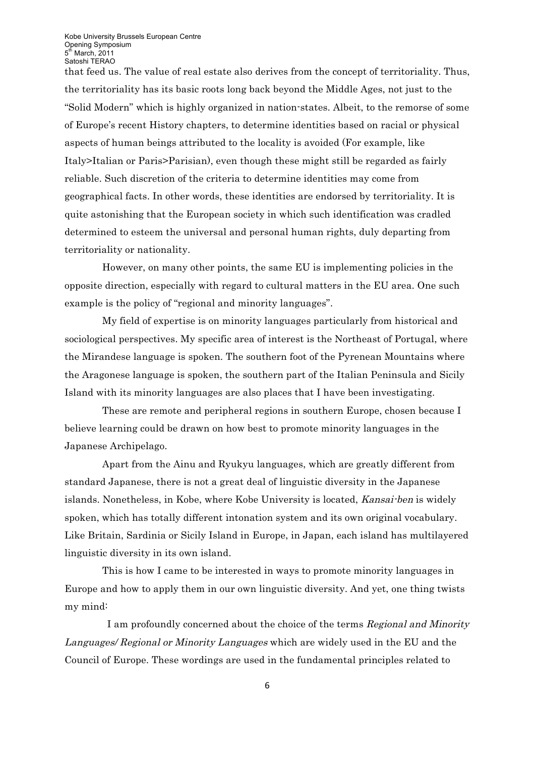that feed us. The value of real estate also derives from the concept of territoriality. Thus, the territoriality has its basic roots long back beyond the Middle Ages, not just to the "Solid Modern" which is highly organized in nation-states. Albeit, to the remorse of some of Europe's recent History chapters, to determine identities based on racial or physical aspects of human beings attributed to the locality is avoided (For example, like Italy>Italian or Paris>Parisian), even though these might still be regarded as fairly reliable. Such discretion of the criteria to determine identities may come from geographical facts. In other words, these identities are endorsed by territoriality. It is quite astonishing that the European society in which such identification was cradled determined to esteem the universal and personal human rights, duly departing from territoriality or nationality.

However, on many other points, the same EU is implementing policies in the opposite direction, especially with regard to cultural matters in the EU area. One such example is the policy of "regional and minority languages".

My field of expertise is on minority languages particularly from historical and sociological perspectives. My specific area of interest is the Northeast of Portugal, where the Mirandese language is spoken. The southern foot of the Pyrenean Mountains where the Aragonese language is spoken, the southern part of the Italian Peninsula and Sicily Island with its minority languages are also places that I have been investigating.

These are remote and peripheral regions in southern Europe, chosen because I believe learning could be drawn on how best to promote minority languages in the Japanese Archipelago.

Apart from the Ainu and Ryukyu languages, which are greatly different from standard Japanese, there is not a great deal of linguistic diversity in the Japanese islands. Nonetheless, in Kobe, where Kobe University is located, *Kansai-ben* is widely spoken, which has totally different intonation system and its own original vocabulary. Like Britain, Sardinia or Sicily Island in Europe, in Japan, each island has multilayered linguistic diversity in its own island.

This is how I came to be interested in ways to promote minority languages in Europe and how to apply them in our own linguistic diversity. And yet, one thing twists my mind:

I am profoundly concerned about the choice of the terms *Regional and Minority Languages/ Regional or Minority Languages* which are widely used in the EU and the Council of Europe. These wordings are used in the fundamental principles related to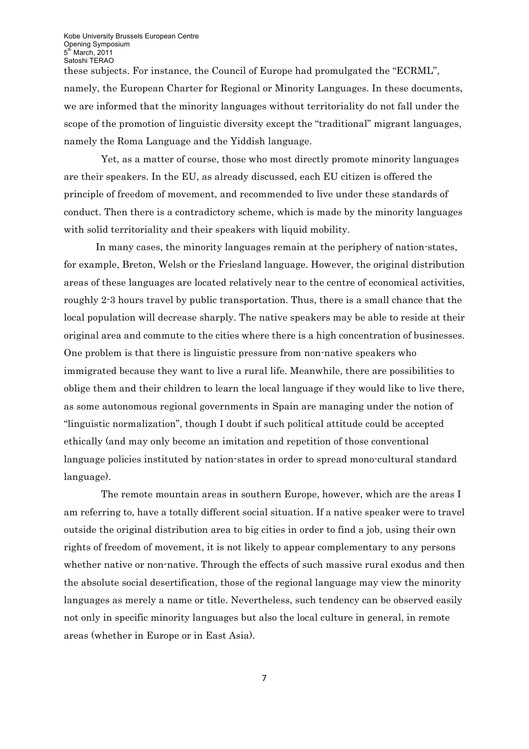these subjects. For instance, the Council of Europe had promulgated the "ECRML", namely, the European Charter for Regional or Minority Languages. In these documents, we are informed that the minority languages without territoriality do not fall under the scope of the promotion of linguistic diversity except the "traditional" migrant languages, namely the Roma Language and the Yiddish language.

Yet, as a matter of course, those who most directly promote minority languages are their speakers. In the EU, as already discussed, each EU citizen is offered the principle of freedom of movement, and recommended to live under these standards of conduct. Then there is a contradictory scheme, which is made by the minority languages with solid territoriality and their speakers with liquid mobility.

In many cases, the minority languages remain at the periphery of nation-states, for example, Breton, Welsh or the Friesland language. However, the original distribution areas of these languages are located relatively near to the centre of economical activities, roughly 2-3 hours travel by public transportation. Thus, there is a small chance that the local population will decrease sharply. The native speakers may be able to reside at their original area and commute to the cities where there is a high concentration of businesses. One problem is that there is linguistic pressure from non-native speakers who immigrated because they want to live a rural life. Meanwhile, there are possibilities to oblige them and their children to learn the local language if they would like to live there, as some autonomous regional governments in Spain are managing under the notion of "linguistic normalization", though I doubt if such political attitude could be accepted ethically (and may only become an imitation and repetition of those conventional language policies instituted by nation-states in order to spread mono-cultural standard language).

The remote mountain areas in southern Europe, however, which are the areas I am referring to, have a totally different social situation. If a native speaker were to travel outside the original distribution area to big cities in order to find a job, using their own rights of freedom of movement, it is not likely to appear complementary to any persons whether native or non-native. Through the effects of such massive rural exodus and then the absolute social desertification, those of the regional language may view the minority languages as merely a name or title. Nevertheless, such tendency can be observed easily not only in specific minority languages but also the local culture in general, in remote areas (whether in Europe or in East Asia).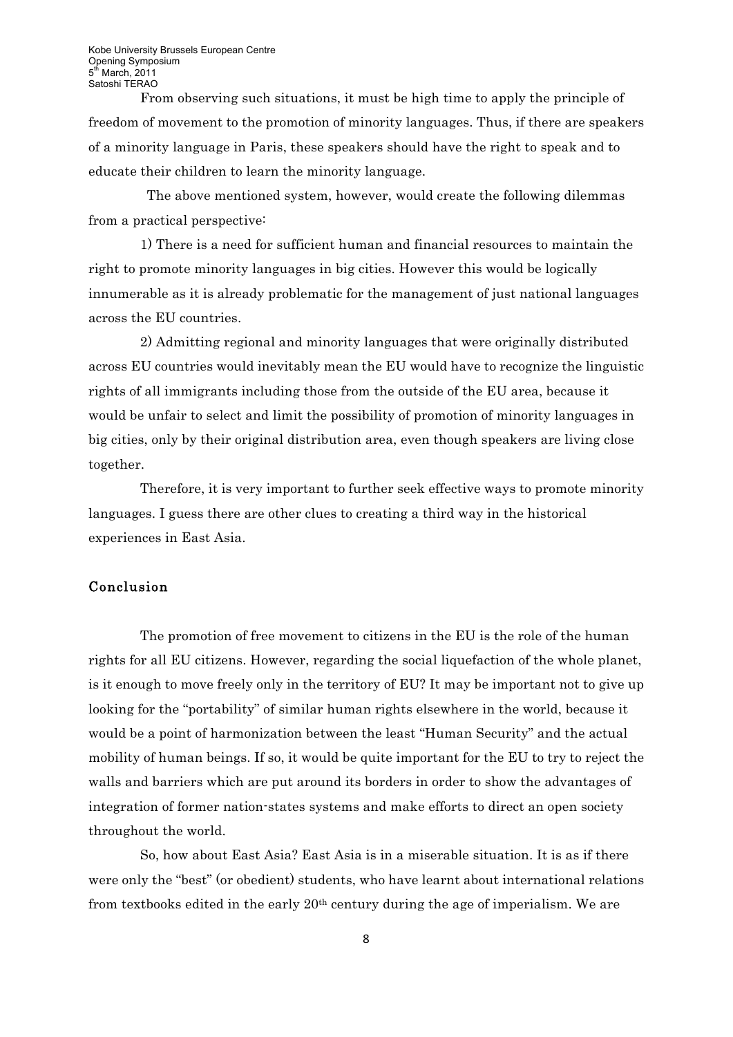From observing such situations, it must be high time to apply the principle of freedom of movement to the promotion of minority languages. Thus, if there are speakers of a minority language in Paris, these speakers should have the right to speak and to educate their children to learn the minority language.

The above mentioned system, however, would create the following dilemmas from a practical perspective:

1) There is a need for sufficient human and financial resources to maintain the right to promote minority languages in big cities. However this would be logically innumerable as it is already problematic for the management of just national languages across the EU countries.

2) Admitting regional and minority languages that were originally distributed across EU countries would inevitably mean the EU would have to recognize the linguistic rights of all immigrants including those from the outside of the EU area, because it would be unfair to select and limit the possibility of promotion of minority languages in big cities, only by their original distribution area, even though speakers are living close together.

Therefore, it is very important to further seek effective ways to promote minority languages. I guess there are other clues to creating a third way in the historical experiences in East Asia.

## Conclusion

The promotion of free movement to citizens in the EU is the role of the human rights for all EU citizens. However, regarding the social liquefaction of the whole planet, is it enough to move freely only in the territory of EU? It may be important not to give up looking for the "portability" of similar human rights elsewhere in the world, because it would be a point of harmonization between the least "Human Security" and the actual mobility of human beings. If so, it would be quite important for the EU to try to reject the walls and barriers which are put around its borders in order to show the advantages of integration of former nation-states systems and make efforts to direct an open society throughout the world.

So, how about East Asia? East Asia is in a miserable situation. It is as if there were only the "best" (or obedient) students, who have learnt about international relations from textbooks edited in the early 20th century during the age of imperialism. We are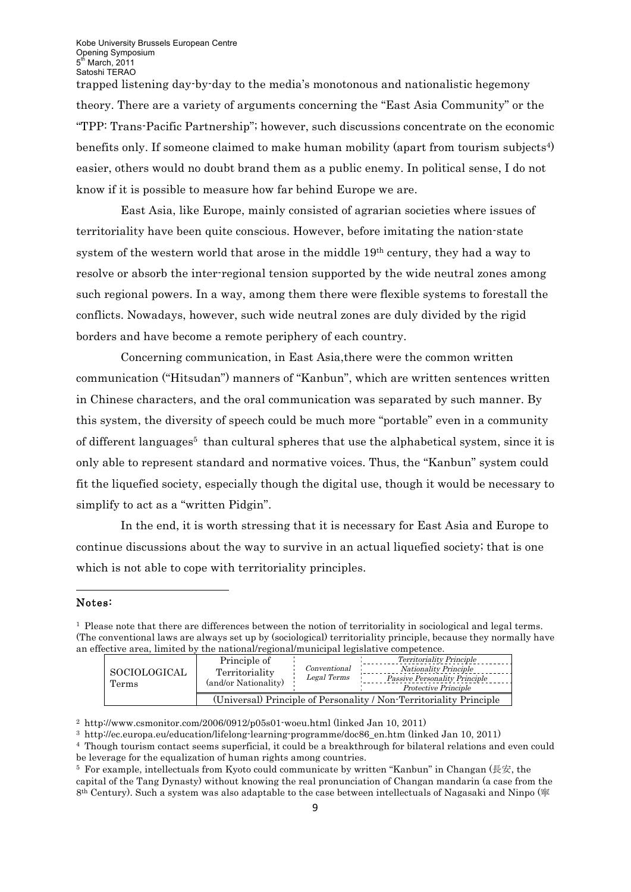trapped listening day-by-day to the media's monotonous and nationalistic hegemony theory. There are a variety of arguments concerning the "East Asia Community" or the "TPP: Trans-Pacific Partnership"; however, such discussions concentrate on the economic benefits only. If someone claimed to make human mobility (apart from tourism subjects[4]) easier, others would no doubt brand them as a public enemy. In political sense, I do not know if it is possible to measure how far behind Europe we are.

East Asia, like Europe, mainly consisted of agrarian societies where issues of territoriality have been quite conscious. However, before imitating the nation-state system of the western world that arose in the middle 19th century, they had a way to resolve or absorb the inter-regional tension supported by the wide neutral zones among such regional powers. In a way, among them there were flexible systems to forestall the conflicts. Nowadays, however, such wide neutral zones are duly divided by the rigid borders and have become a remote periphery of each country.

Concerning communication, in East Asia,there were the common written communication ("Hitsudan") manners of "Kanbun", which are written sentences written in Chinese characters, and the oral communication was separated by such manner. By this system, the diversity of speech could be much more "portable" even in a community of different languages[5] than cultural spheres that use the alphabetical system, since it is only able to represent standard and normative voices. Thus, the "Kanbun" system could fit the liquefied society, especially though the digital use, though it would be necessary to simplify to act as a "written Pidgin".

In the end, it is worth stressing that it is necessary for East Asia and Europe to continue discussions about the way to survive in an actual liquefied society; that is one which is not able to cope with territoriality principles.

---

**Notes:**

[1] Please note that there are differences between the notion of territoriality in sociological and legal terms. (The conventional laws are always set up by (sociological) territoriality principle, because they normally have an effective area, limited by the national/regional/municipal legislative competence.

| SOCIOLOGICAL Terms | Principle of Territoriality (and/or Nationality) | *Conventional Legal Terms* | *Territoriality Principle* / *Nationality Principle* / *Passive Personality Principle* / *Protective Principle* |
|---|---|---|---|
| | (Universal) Principle of Personality / Non-Territoriality Principle | | |

[2] http://www.csmonitor.com/2006/0912/p05s01-woeu.html (linked Jan 10, 2011)

[3] http://ec.europa.eu/education/lifelong-learning-programme/doc86_en.htm (linked Jan 10, 2011)

[4] Though tourism contact seems superficial, it could be a breakthrough for bilateral relations and even could be leverage for the equalization of human rights among countries.

[5] For example, intellectuals from Kyoto could communicate by written "Kanbun" in Changan (長安, the capital of the Tang Dynasty) without knowing the real pronunciation of Changan mandarin (a case from the 8th Century). Such a system was also adaptable to the case between intellectuals of Nagasaki and Ninpo (寧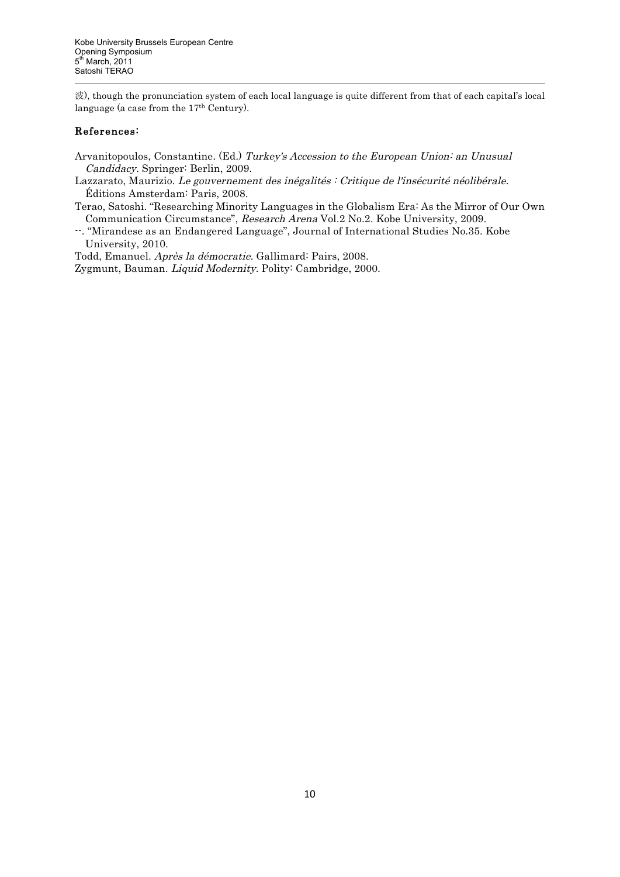波), though the pronunciation system of each local language is quite different from that of each capital's local language (a case from the 17th Century).

## References:

Arvanitopoulos, Constantine. (Ed.) *Turkey's Accession to the European Union: an Unusual Candidacy*. Springer: Berlin, 2009.

Lazzarato, Maurizio. *Le gouvernement des inégalités : Critique de l'insécurité néolibérale.* Éditions Amsterdam: Paris, 2008.

Terao, Satoshi. "Researching Minority Languages in the Globalism Era: As the Mirror of Our Own Communication Circumstance", *Research Arena* Vol.2 No.2. Kobe University, 2009.

--. "Mirandese as an Endangered Language", Journal of International Studies No.35. Kobe University, 2010.

Todd, Emanuel. *Après la démocratie.* Gallimard: Pairs, 2008.

Zygmunt, Bauman. *Liquid Modernity.* Polity: Cambridge, 2000.